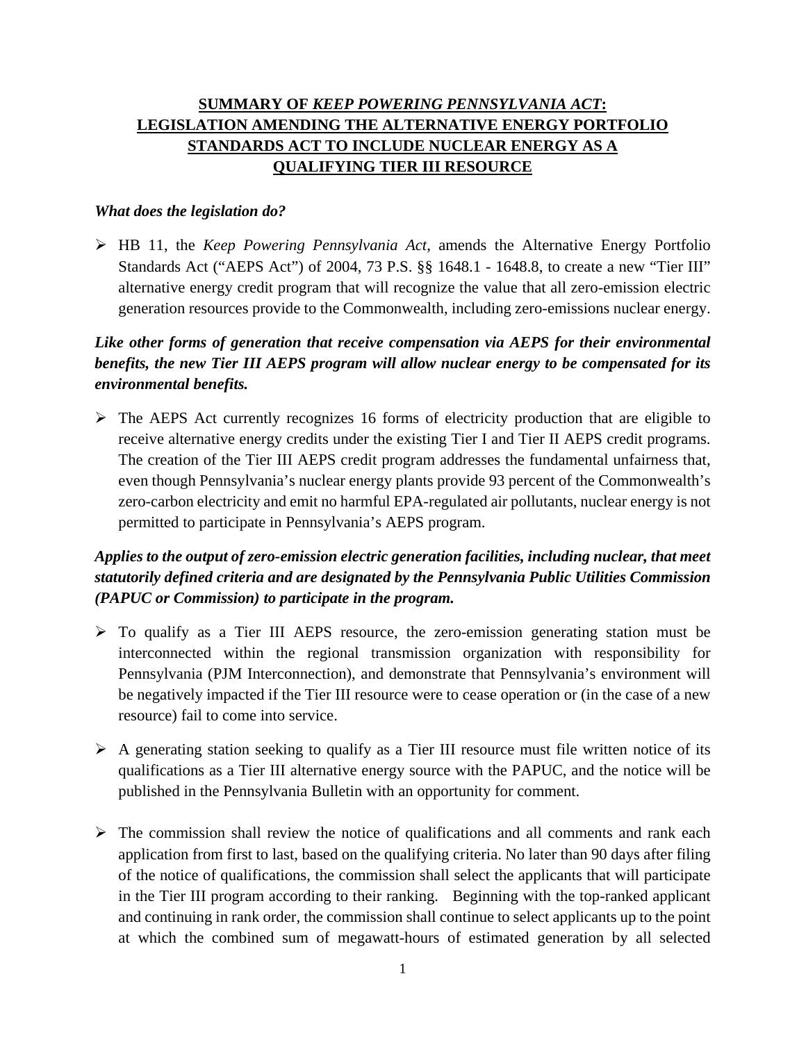# SUMMARY OF *KEEP POWERING PENNSYLVANIA ACT*: LEGISLATION AMENDING THE ALTERNATIVE ENERGY PORTFOLIO STANDARDS ACT TO INCLUDE NUCLEAR ENERGY AS A QUALIFYING TIER III RESOURCE

***What does the legislation do?***

- HB 11, the *Keep Powering Pennsylvania Act*, amends the Alternative Energy Portfolio Standards Act ("AEPS Act") of 2004, 73 P.S. §§ 1648.1 - 1648.8, to create a new "Tier III" alternative energy credit program that will recognize the value that all zero-emission electric generation resources provide to the Commonwealth, including zero-emissions nuclear energy.

***Like other forms of generation that receive compensation via AEPS for their environmental benefits, the new Tier III AEPS program will allow nuclear energy to be compensated for its environmental benefits.***

- The AEPS Act currently recognizes 16 forms of electricity production that are eligible to receive alternative energy credits under the existing Tier I and Tier II AEPS credit programs. The creation of the Tier III AEPS credit program addresses the fundamental unfairness that, even though Pennsylvania's nuclear energy plants provide 93 percent of the Commonwealth's zero-carbon electricity and emit no harmful EPA-regulated air pollutants, nuclear energy is not permitted to participate in Pennsylvania's AEPS program.

***Applies to the output of zero-emission electric generation facilities, including nuclear, that meet statutorily defined criteria and are designated by the Pennsylvania Public Utilities Commission (PAPUC or Commission) to participate in the program.***

- To qualify as a Tier III AEPS resource, the zero-emission generating station must be interconnected within the regional transmission organization with responsibility for Pennsylvania (PJM Interconnection), and demonstrate that Pennsylvania's environment will be negatively impacted if the Tier III resource were to cease operation or (in the case of a new resource) fail to come into service.

- A generating station seeking to qualify as a Tier III resource must file written notice of its qualifications as a Tier III alternative energy source with the PAPUC, and the notice will be published in the Pennsylvania Bulletin with an opportunity for comment.

- The commission shall review the notice of qualifications and all comments and rank each application from first to last, based on the qualifying criteria. No later than 90 days after filing of the notice of qualifications, the commission shall select the applicants that will participate in the Tier III program according to their ranking. Beginning with the top-ranked applicant and continuing in rank order, the commission shall continue to select applicants up to the point at which the combined sum of megawatt-hours of estimated generation by all selected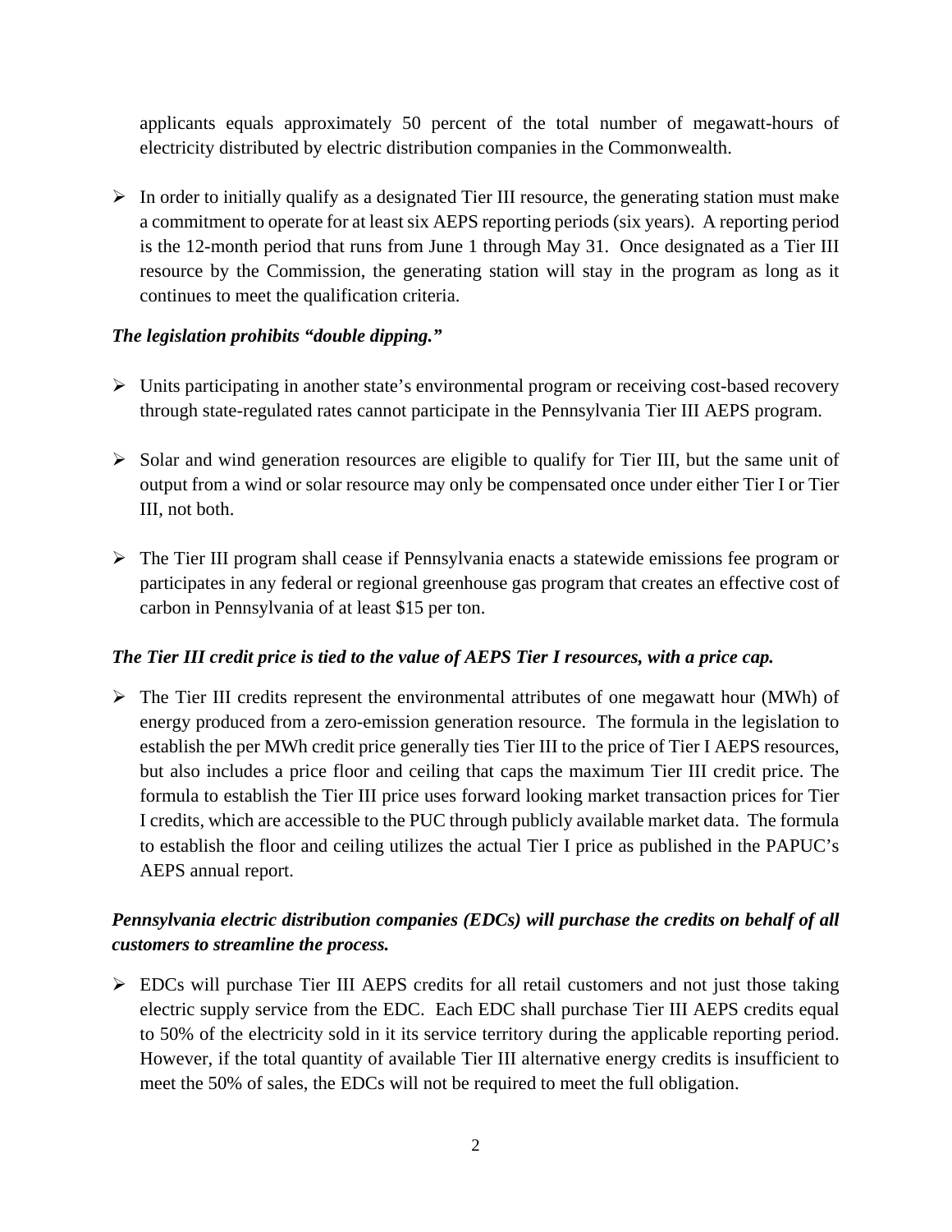applicants equals approximately 50 percent of the total number of megawatt-hours of electricity distributed by electric distribution companies in the Commonwealth.

- In order to initially qualify as a designated Tier III resource, the generating station must make a commitment to operate for at least six AEPS reporting periods (six years). A reporting period is the 12-month period that runs from June 1 through May 31. Once designated as a Tier III resource by the Commission, the generating station will stay in the program as long as it continues to meet the qualification criteria.

***The legislation prohibits "double dipping."***

- Units participating in another state's environmental program or receiving cost-based recovery through state-regulated rates cannot participate in the Pennsylvania Tier III AEPS program.

- Solar and wind generation resources are eligible to qualify for Tier III, but the same unit of output from a wind or solar resource may only be compensated once under either Tier I or Tier III, not both.

- The Tier III program shall cease if Pennsylvania enacts a statewide emissions fee program or participates in any federal or regional greenhouse gas program that creates an effective cost of carbon in Pennsylvania of at least $15 per ton.

***The Tier III credit price is tied to the value of AEPS Tier I resources, with a price cap.***

- The Tier III credits represent the environmental attributes of one megawatt hour (MWh) of energy produced from a zero-emission generation resource. The formula in the legislation to establish the per MWh credit price generally ties Tier III to the price of Tier I AEPS resources, but also includes a price floor and ceiling that caps the maximum Tier III credit price. The formula to establish the Tier III price uses forward looking market transaction prices for Tier I credits, which are accessible to the PUC through publicly available market data. The formula to establish the floor and ceiling utilizes the actual Tier I price as published in the PAPUC's AEPS annual report.

***Pennsylvania electric distribution companies (EDCs) will purchase the credits on behalf of all customers to streamline the process.***

- EDCs will purchase Tier III AEPS credits for all retail customers and not just those taking electric supply service from the EDC. Each EDC shall purchase Tier III AEPS credits equal to 50% of the electricity sold in it its service territory during the applicable reporting period. However, if the total quantity of available Tier III alternative energy credits is insufficient to meet the 50% of sales, the EDCs will not be required to meet the full obligation.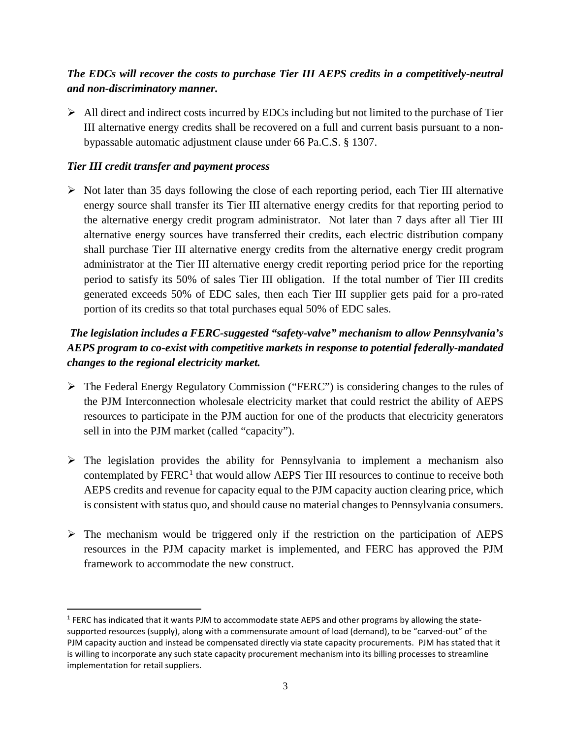***The EDCs will recover the costs to purchase Tier III AEPS credits in a competitively-neutral and non-discriminatory manner.***

- All direct and indirect costs incurred by EDCs including but not limited to the purchase of Tier III alternative energy credits shall be recovered on a full and current basis pursuant to a non-bypassable automatic adjustment clause under 66 Pa.C.S. § 1307.

***Tier III credit transfer and payment process***

- Not later than 35 days following the close of each reporting period, each Tier III alternative energy source shall transfer its Tier III alternative energy credits for that reporting period to the alternative energy credit program administrator. Not later than 7 days after all Tier III alternative energy sources have transferred their credits, each electric distribution company shall purchase Tier III alternative energy credits from the alternative energy credit program administrator at the Tier III alternative energy credit reporting period price for the reporting period to satisfy its 50% of sales Tier III obligation. If the total number of Tier III credits generated exceeds 50% of EDC sales, then each Tier III supplier gets paid for a pro-rated portion of its credits so that total purchases equal 50% of EDC sales.

***The legislation includes a FERC-suggested "safety-valve" mechanism to allow Pennsylvania's AEPS program to co-exist with competitive markets in response to potential federally-mandated changes to the regional electricity market.***

- The Federal Energy Regulatory Commission ("FERC") is considering changes to the rules of the PJM Interconnection wholesale electricity market that could restrict the ability of AEPS resources to participate in the PJM auction for one of the products that electricity generators sell in into the PJM market (called "capacity").

- The legislation provides the ability for Pennsylvania to implement a mechanism also contemplated by FERC[1] that would allow AEPS Tier III resources to continue to receive both AEPS credits and revenue for capacity equal to the PJM capacity auction clearing price, which is consistent with status quo, and should cause no material changes to Pennsylvania consumers.

- The mechanism would be triggered only if the restriction on the participation of AEPS resources in the PJM capacity market is implemented, and FERC has approved the PJM framework to accommodate the new construct.

---

[1] FERC has indicated that it wants PJM to accommodate state AEPS and other programs by allowing the state-supported resources (supply), along with a commensurate amount of load (demand), to be "carved-out" of the PJM capacity auction and instead be compensated directly via state capacity procurements. PJM has stated that it is willing to incorporate any such state capacity procurement mechanism into its billing processes to streamline implementation for retail suppliers.